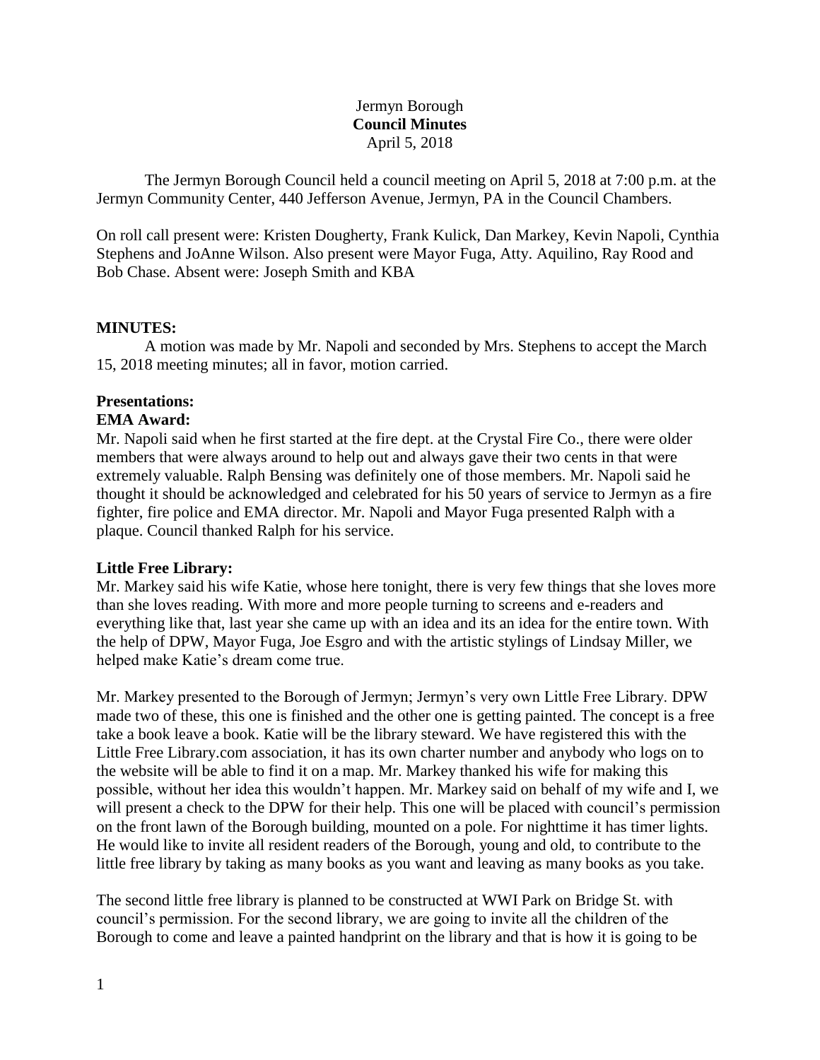Jermyn Borough
**Council Minutes**
April 5, 2018

The Jermyn Borough Council held a council meeting on April 5, 2018 at 7:00 p.m. at the Jermyn Community Center, 440 Jefferson Avenue, Jermyn, PA in the Council Chambers.

On roll call present were: Kristen Dougherty, Frank Kulick, Dan Markey, Kevin Napoli, Cynthia Stephens and JoAnne Wilson. Also present were Mayor Fuga, Atty. Aquilino, Ray Rood and Bob Chase. Absent were: Joseph Smith and KBA

**MINUTES:**

A motion was made by Mr. Napoli and seconded by Mrs. Stephens to accept the March 15, 2018 meeting minutes; all in favor, motion carried.

**Presentations:**

**EMA Award:**

Mr. Napoli said when he first started at the fire dept. at the Crystal Fire Co., there were older members that were always around to help out and always gave their two cents in that were extremely valuable. Ralph Bensing was definitely one of those members. Mr. Napoli said he thought it should be acknowledged and celebrated for his 50 years of service to Jermyn as a fire fighter, fire police and EMA director. Mr. Napoli and Mayor Fuga presented Ralph with a plaque. Council thanked Ralph for his service.

**Little Free Library:**

Mr. Markey said his wife Katie, whose here tonight, there is very few things that she loves more than she loves reading. With more and more people turning to screens and e-readers and everything like that, last year she came up with an idea and its an idea for the entire town. With the help of DPW, Mayor Fuga, Joe Esgro and with the artistic stylings of Lindsay Miller, we helped make Katie's dream come true.

Mr. Markey presented to the Borough of Jermyn; Jermyn's very own Little Free Library. DPW made two of these, this one is finished and the other one is getting painted. The concept is a free take a book leave a book. Katie will be the library steward. We have registered this with the Little Free Library.com association, it has its own charter number and anybody who logs on to the website will be able to find it on a map. Mr. Markey thanked his wife for making this possible, without her idea this wouldn't happen. Mr. Markey said on behalf of my wife and I, we will present a check to the DPW for their help. This one will be placed with council's permission on the front lawn of the Borough building, mounted on a pole. For nighttime it has timer lights. He would like to invite all resident readers of the Borough, young and old, to contribute to the little free library by taking as many books as you want and leaving as many books as you take.

The second little free library is planned to be constructed at WWI Park on Bridge St. with council's permission. For the second library, we are going to invite all the children of the Borough to come and leave a painted handprint on the library and that is how it is going to be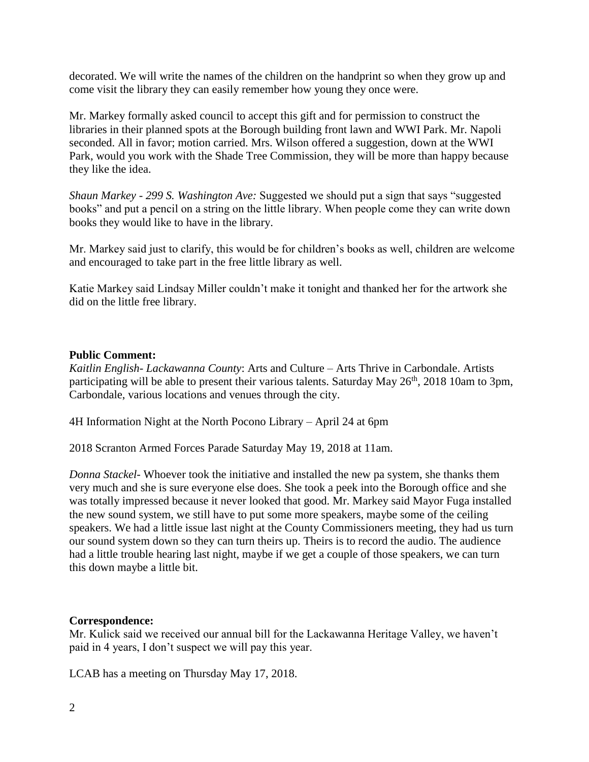decorated. We will write the names of the children on the handprint so when they grow up and come visit the library they can easily remember how young they once were.

Mr. Markey formally asked council to accept this gift and for permission to construct the libraries in their planned spots at the Borough building front lawn and WWI Park. Mr. Napoli seconded. All in favor; motion carried. Mrs. Wilson offered a suggestion, down at the WWI Park, would you work with the Shade Tree Commission, they will be more than happy because they like the idea.

*Shaun Markey - 299 S. Washington Ave:* Suggested we should put a sign that says "suggested books" and put a pencil on a string on the little library. When people come they can write down books they would like to have in the library.

Mr. Markey said just to clarify, this would be for children's books as well, children are welcome and encouraged to take part in the free little library as well.

Katie Markey said Lindsay Miller couldn't make it tonight and thanked her for the artwork she did on the little free library.

**Public Comment:**

*Kaitlin English- Lackawanna County*: Arts and Culture – Arts Thrive in Carbondale. Artists participating will be able to present their various talents. Saturday May 26th, 2018 10am to 3pm, Carbondale, various locations and venues through the city.

4H Information Night at the North Pocono Library – April 24 at 6pm

2018 Scranton Armed Forces Parade Saturday May 19, 2018 at 11am.

*Donna Stackel*- Whoever took the initiative and installed the new pa system, she thanks them very much and she is sure everyone else does. She took a peek into the Borough office and she was totally impressed because it never looked that good. Mr. Markey said Mayor Fuga installed the new sound system, we still have to put some more speakers, maybe some of the ceiling speakers. We had a little issue last night at the County Commissioners meeting, they had us turn our sound system down so they can turn theirs up. Theirs is to record the audio. The audience had a little trouble hearing last night, maybe if we get a couple of those speakers, we can turn this down maybe a little bit.

**Correspondence:**

Mr. Kulick said we received our annual bill for the Lackawanna Heritage Valley, we haven't paid in 4 years, I don't suspect we will pay this year.

LCAB has a meeting on Thursday May 17, 2018.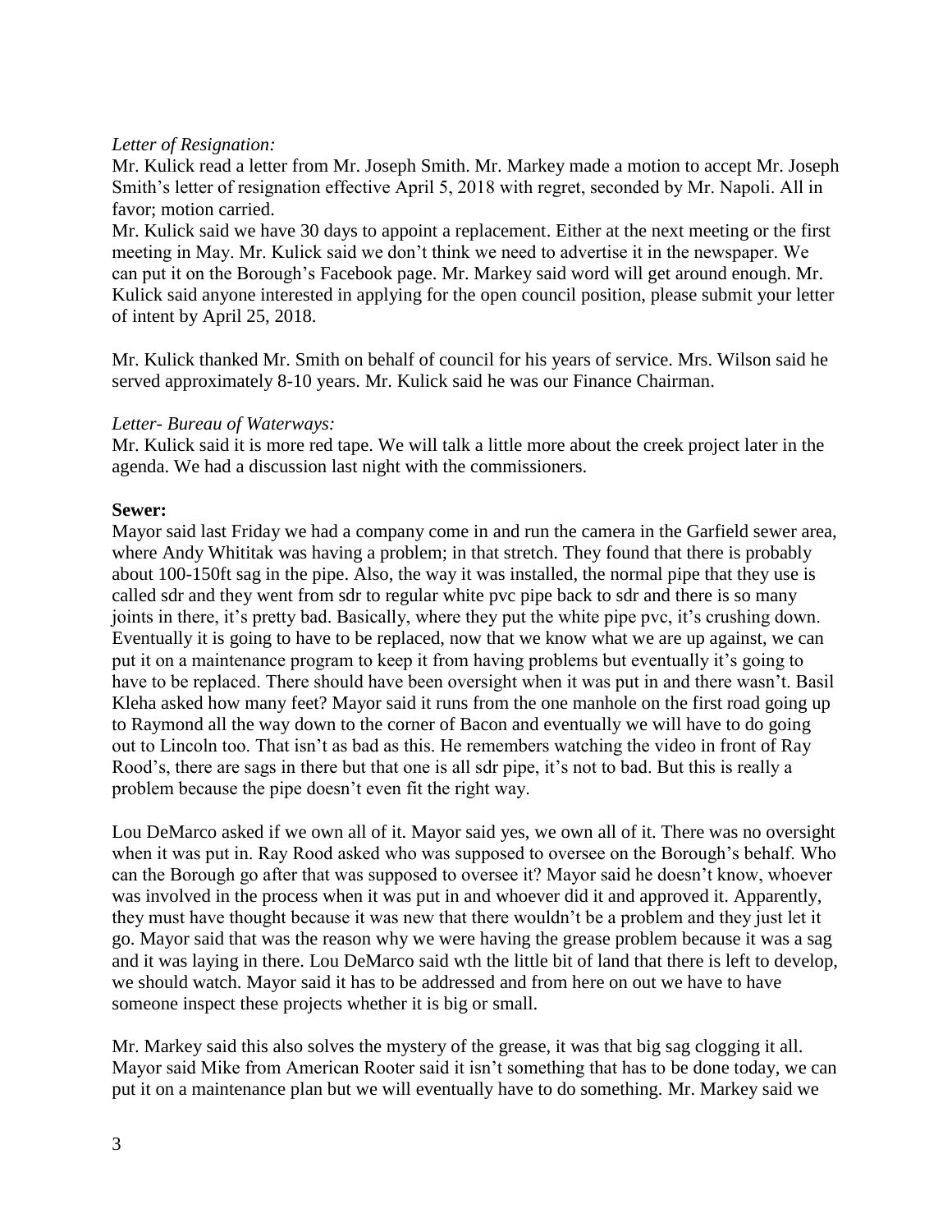*Letter of Resignation:*

Mr. Kulick read a letter from Mr. Joseph Smith. Mr. Markey made a motion to accept Mr. Joseph Smith's letter of resignation effective April 5, 2018 with regret, seconded by Mr. Napoli. All in favor; motion carried.

Mr. Kulick said we have 30 days to appoint a replacement. Either at the next meeting or the first meeting in May. Mr. Kulick said we don't think we need to advertise it in the newspaper. We can put it on the Borough's Facebook page. Mr. Markey said word will get around enough. Mr. Kulick said anyone interested in applying for the open council position, please submit your letter of intent by April 25, 2018.

Mr. Kulick thanked Mr. Smith on behalf of council for his years of service. Mrs. Wilson said he served approximately 8-10 years. Mr. Kulick said he was our Finance Chairman.

*Letter- Bureau of Waterways:*

Mr. Kulick said it is more red tape. We will talk a little more about the creek project later in the agenda. We had a discussion last night with the commissioners.

**Sewer:**

Mayor said last Friday we had a company come in and run the camera in the Garfield sewer area, where Andy Whititak was having a problem; in that stretch. They found that there is probably about 100-150ft sag in the pipe. Also, the way it was installed, the normal pipe that they use is called sdr and they went from sdr to regular white pvc pipe back to sdr and there is so many joints in there, it's pretty bad. Basically, where they put the white pipe pvc, it's crushing down. Eventually it is going to have to be replaced, now that we know what we are up against, we can put it on a maintenance program to keep it from having problems but eventually it's going to have to be replaced. There should have been oversight when it was put in and there wasn't. Basil Kleha asked how many feet? Mayor said it runs from the one manhole on the first road going up to Raymond all the way down to the corner of Bacon and eventually we will have to do going out to Lincoln too. That isn't as bad as this. He remembers watching the video in front of Ray Rood's, there are sags in there but that one is all sdr pipe, it's not to bad. But this is really a problem because the pipe doesn't even fit the right way.

Lou DeMarco asked if we own all of it. Mayor said yes, we own all of it. There was no oversight when it was put in. Ray Rood asked who was supposed to oversee on the Borough's behalf. Who can the Borough go after that was supposed to oversee it? Mayor said he doesn't know, whoever was involved in the process when it was put in and whoever did it and approved it. Apparently, they must have thought because it was new that there wouldn't be a problem and they just let it go. Mayor said that was the reason why we were having the grease problem because it was a sag and it was laying in there. Lou DeMarco said wth the little bit of land that there is left to develop, we should watch. Mayor said it has to be addressed and from here on out we have to have someone inspect these projects whether it is big or small.

Mr. Markey said this also solves the mystery of the grease, it was that big sag clogging it all. Mayor said Mike from American Rooter said it isn't something that has to be done today, we can put it on a maintenance plan but we will eventually have to do something. Mr. Markey said we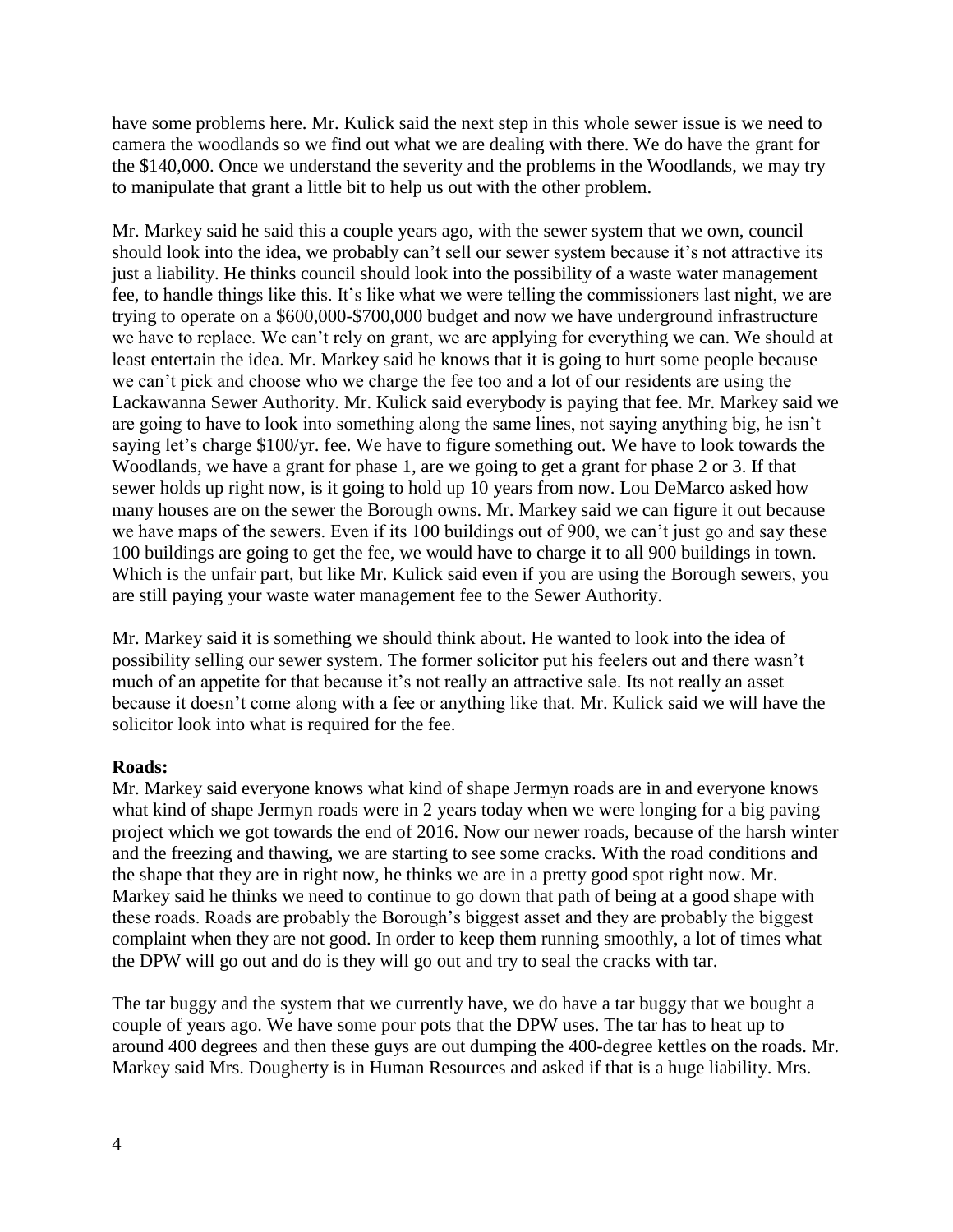have some problems here. Mr. Kulick said the next step in this whole sewer issue is we need to camera the woodlands so we find out what we are dealing with there. We do have the grant for the $140,000. Once we understand the severity and the problems in the Woodlands, we may try to manipulate that grant a little bit to help us out with the other problem.

Mr. Markey said he said this a couple years ago, with the sewer system that we own, council should look into the idea, we probably can't sell our sewer system because it's not attractive its just a liability. He thinks council should look into the possibility of a waste water management fee, to handle things like this. It's like what we were telling the commissioners last night, we are trying to operate on a $600,000-$700,000 budget and now we have underground infrastructure we have to replace. We can't rely on grant, we are applying for everything we can. We should at least entertain the idea. Mr. Markey said he knows that it is going to hurt some people because we can't pick and choose who we charge the fee too and a lot of our residents are using the Lackawanna Sewer Authority. Mr. Kulick said everybody is paying that fee. Mr. Markey said we are going to have to look into something along the same lines, not saying anything big, he isn't saying let's charge $100/yr. fee. We have to figure something out. We have to look towards the Woodlands, we have a grant for phase 1, are we going to get a grant for phase 2 or 3. If that sewer holds up right now, is it going to hold up 10 years from now. Lou DeMarco asked how many houses are on the sewer the Borough owns. Mr. Markey said we can figure it out because we have maps of the sewers. Even if its 100 buildings out of 900, we can't just go and say these 100 buildings are going to get the fee, we would have to charge it to all 900 buildings in town. Which is the unfair part, but like Mr. Kulick said even if you are using the Borough sewers, you are still paying your waste water management fee to the Sewer Authority.

Mr. Markey said it is something we should think about. He wanted to look into the idea of possibility selling our sewer system. The former solicitor put his feelers out and there wasn't much of an appetite for that because it's not really an attractive sale. Its not really an asset because it doesn't come along with a fee or anything like that. Mr. Kulick said we will have the solicitor look into what is required for the fee.

**Roads:**

Mr. Markey said everyone knows what kind of shape Jermyn roads are in and everyone knows what kind of shape Jermyn roads were in 2 years today when we were longing for a big paving project which we got towards the end of 2016. Now our newer roads, because of the harsh winter and the freezing and thawing, we are starting to see some cracks. With the road conditions and the shape that they are in right now, he thinks we are in a pretty good spot right now. Mr. Markey said he thinks we need to continue to go down that path of being at a good shape with these roads. Roads are probably the Borough's biggest asset and they are probably the biggest complaint when they are not good. In order to keep them running smoothly, a lot of times what the DPW will go out and do is they will go out and try to seal the cracks with tar.

The tar buggy and the system that we currently have, we do have a tar buggy that we bought a couple of years ago. We have some pour pots that the DPW uses. The tar has to heat up to around 400 degrees and then these guys are out dumping the 400-degree kettles on the roads. Mr. Markey said Mrs. Dougherty is in Human Resources and asked if that is a huge liability. Mrs.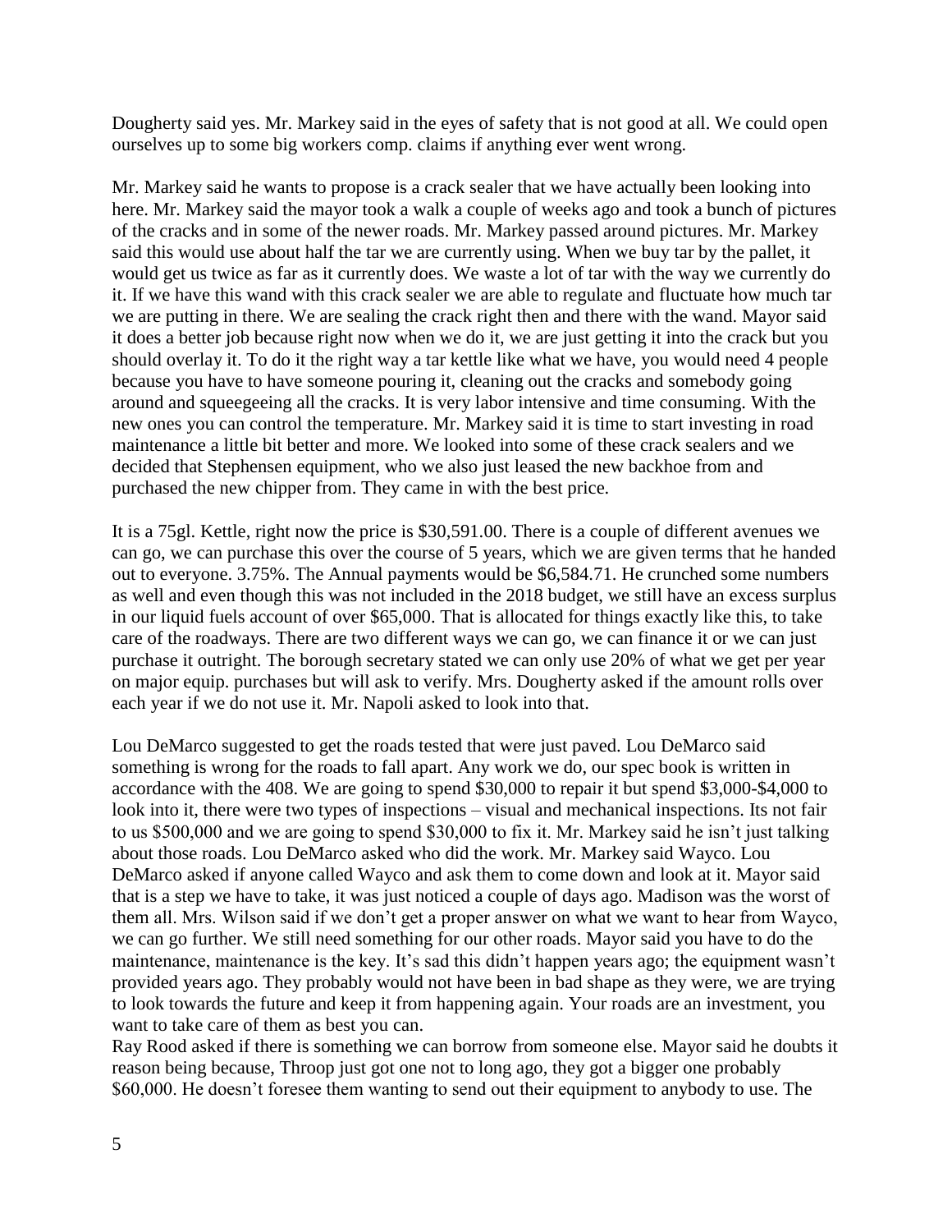Dougherty said yes. Mr. Markey said in the eyes of safety that is not good at all. We could open ourselves up to some big workers comp. claims if anything ever went wrong.

Mr. Markey said he wants to propose is a crack sealer that we have actually been looking into here. Mr. Markey said the mayor took a walk a couple of weeks ago and took a bunch of pictures of the cracks and in some of the newer roads. Mr. Markey passed around pictures. Mr. Markey said this would use about half the tar we are currently using. When we buy tar by the pallet, it would get us twice as far as it currently does. We waste a lot of tar with the way we currently do it. If we have this wand with this crack sealer we are able to regulate and fluctuate how much tar we are putting in there. We are sealing the crack right then and there with the wand. Mayor said it does a better job because right now when we do it, we are just getting it into the crack but you should overlay it. To do it the right way a tar kettle like what we have, you would need 4 people because you have to have someone pouring it, cleaning out the cracks and somebody going around and squeegeeing all the cracks. It is very labor intensive and time consuming. With the new ones you can control the temperature. Mr. Markey said it is time to start investing in road maintenance a little bit better and more. We looked into some of these crack sealers and we decided that Stephensen equipment, who we also just leased the new backhoe from and purchased the new chipper from. They came in with the best price.

It is a 75gl. Kettle, right now the price is $30,591.00. There is a couple of different avenues we can go, we can purchase this over the course of 5 years, which we are given terms that he handed out to everyone. 3.75%. The Annual payments would be $6,584.71. He crunched some numbers as well and even though this was not included in the 2018 budget, we still have an excess surplus in our liquid fuels account of over $65,000. That is allocated for things exactly like this, to take care of the roadways. There are two different ways we can go, we can finance it or we can just purchase it outright. The borough secretary stated we can only use 20% of what we get per year on major equip. purchases but will ask to verify. Mrs. Dougherty asked if the amount rolls over each year if we do not use it. Mr. Napoli asked to look into that.

Lou DeMarco suggested to get the roads tested that were just paved. Lou DeMarco said something is wrong for the roads to fall apart. Any work we do, our spec book is written in accordance with the 408. We are going to spend $30,000 to repair it but spend $3,000-$4,000 to look into it, there were two types of inspections – visual and mechanical inspections. Its not fair to us $500,000 and we are going to spend $30,000 to fix it. Mr. Markey said he isn't just talking about those roads. Lou DeMarco asked who did the work. Mr. Markey said Wayco. Lou DeMarco asked if anyone called Wayco and ask them to come down and look at it. Mayor said that is a step we have to take, it was just noticed a couple of days ago. Madison was the worst of them all. Mrs. Wilson said if we don't get a proper answer on what we want to hear from Wayco, we can go further. We still need something for our other roads. Mayor said you have to do the maintenance, maintenance is the key. It's sad this didn't happen years ago; the equipment wasn't provided years ago. They probably would not have been in bad shape as they were, we are trying to look towards the future and keep it from happening again. Your roads are an investment, you want to take care of them as best you can.

Ray Rood asked if there is something we can borrow from someone else. Mayor said he doubts it reason being because, Throop just got one not to long ago, they got a bigger one probably $60,000. He doesn't foresee them wanting to send out their equipment to anybody to use. The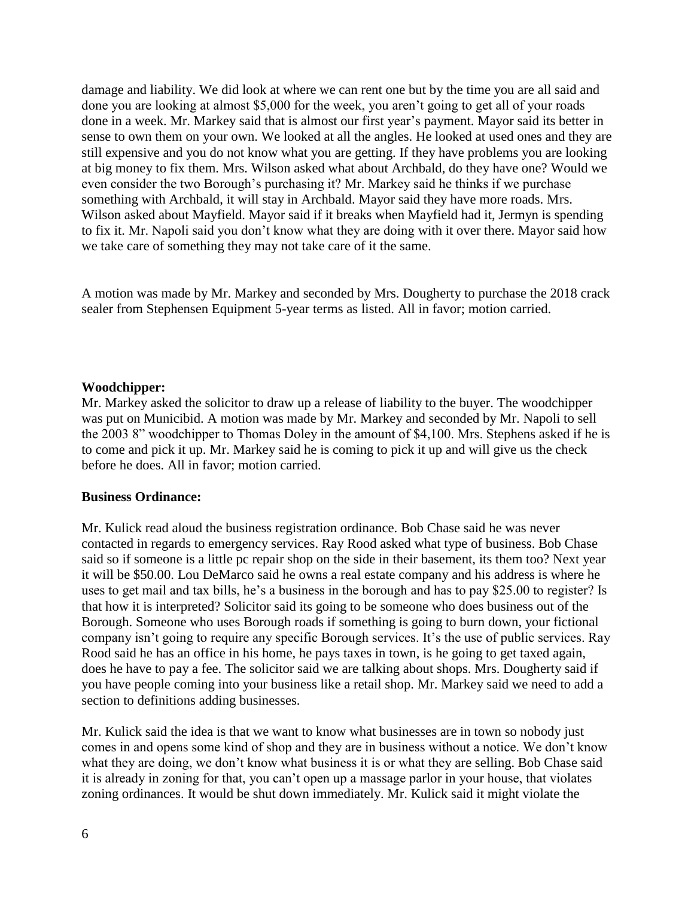damage and liability. We did look at where we can rent one but by the time you are all said and done you are looking at almost $5,000 for the week, you aren't going to get all of your roads done in a week. Mr. Markey said that is almost our first year's payment. Mayor said its better in sense to own them on your own. We looked at all the angles. He looked at used ones and they are still expensive and you do not know what you are getting. If they have problems you are looking at big money to fix them. Mrs. Wilson asked what about Archbald, do they have one? Would we even consider the two Borough's purchasing it? Mr. Markey said he thinks if we purchase something with Archbald, it will stay in Archbald. Mayor said they have more roads. Mrs. Wilson asked about Mayfield. Mayor said if it breaks when Mayfield had it, Jermyn is spending to fix it. Mr. Napoli said you don't know what they are doing with it over there. Mayor said how we take care of something they may not take care of it the same.

A motion was made by Mr. Markey and seconded by Mrs. Dougherty to purchase the 2018 crack sealer from Stephensen Equipment 5-year terms as listed. All in favor; motion carried.

**Woodchipper:**

Mr. Markey asked the solicitor to draw up a release of liability to the buyer. The woodchipper was put on Municibid. A motion was made by Mr. Markey and seconded by Mr. Napoli to sell the 2003 8" woodchipper to Thomas Doley in the amount of $4,100. Mrs. Stephens asked if he is to come and pick it up. Mr. Markey said he is coming to pick it up and will give us the check before he does. All in favor; motion carried.

**Business Ordinance:**

Mr. Kulick read aloud the business registration ordinance. Bob Chase said he was never contacted in regards to emergency services. Ray Rood asked what type of business. Bob Chase said so if someone is a little pc repair shop on the side in their basement, its them too? Next year it will be $50.00. Lou DeMarco said he owns a real estate company and his address is where he uses to get mail and tax bills, he's a business in the borough and has to pay $25.00 to register? Is that how it is interpreted? Solicitor said its going to be someone who does business out of the Borough. Someone who uses Borough roads if something is going to burn down, your fictional company isn't going to require any specific Borough services. It's the use of public services. Ray Rood said he has an office in his home, he pays taxes in town, is he going to get taxed again, does he have to pay a fee. The solicitor said we are talking about shops. Mrs. Dougherty said if you have people coming into your business like a retail shop. Mr. Markey said we need to add a section to definitions adding businesses.

Mr. Kulick said the idea is that we want to know what businesses are in town so nobody just comes in and opens some kind of shop and they are in business without a notice. We don't know what they are doing, we don't know what business it is or what they are selling. Bob Chase said it is already in zoning for that, you can't open up a massage parlor in your house, that violates zoning ordinances. It would be shut down immediately. Mr. Kulick said it might violate the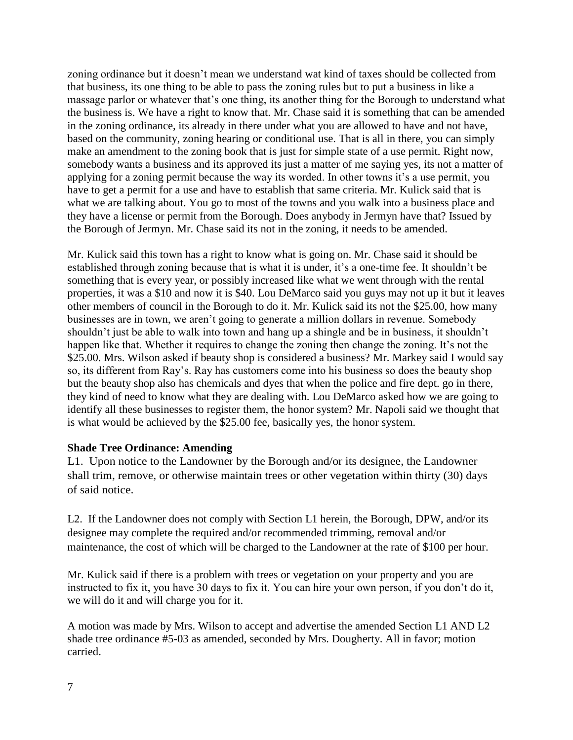zoning ordinance but it doesn't mean we understand wat kind of taxes should be collected from that business, its one thing to be able to pass the zoning rules but to put a business in like a massage parlor or whatever that's one thing, its another thing for the Borough to understand what the business is. We have a right to know that. Mr. Chase said it is something that can be amended in the zoning ordinance, its already in there under what you are allowed to have and not have, based on the community, zoning hearing or conditional use. That is all in there, you can simply make an amendment to the zoning book that is just for simple state of a use permit. Right now, somebody wants a business and its approved its just a matter of me saying yes, its not a matter of applying for a zoning permit because the way its worded. In other towns it's a use permit, you have to get a permit for a use and have to establish that same criteria. Mr. Kulick said that is what we are talking about. You go to most of the towns and you walk into a business place and they have a license or permit from the Borough. Does anybody in Jermyn have that? Issued by the Borough of Jermyn. Mr. Chase said its not in the zoning, it needs to be amended.

Mr. Kulick said this town has a right to know what is going on. Mr. Chase said it should be established through zoning because that is what it is under, it's a one-time fee. It shouldn't be something that is every year, or possibly increased like what we went through with the rental properties, it was a $10 and now it is $40. Lou DeMarco said you guys may not up it but it leaves other members of council in the Borough to do it. Mr. Kulick said its not the $25.00, how many businesses are in town, we aren't going to generate a million dollars in revenue. Somebody shouldn't just be able to walk into town and hang up a shingle and be in business, it shouldn't happen like that. Whether it requires to change the zoning then change the zoning. It's not the $25.00. Mrs. Wilson asked if beauty shop is considered a business? Mr. Markey said I would say so, its different from Ray's. Ray has customers come into his business so does the beauty shop but the beauty shop also has chemicals and dyes that when the police and fire dept. go in there, they kind of need to know what they are dealing with. Lou DeMarco asked how we are going to identify all these businesses to register them, the honor system? Mr. Napoli said we thought that is what would be achieved by the $25.00 fee, basically yes, the honor system.

**Shade Tree Ordinance: Amending**

L1. Upon notice to the Landowner by the Borough and/or its designee, the Landowner shall trim, remove, or otherwise maintain trees or other vegetation within thirty (30) days of said notice.

L2. If the Landowner does not comply with Section L1 herein, the Borough, DPW, and/or its designee may complete the required and/or recommended trimming, removal and/or maintenance, the cost of which will be charged to the Landowner at the rate of $100 per hour.

Mr. Kulick said if there is a problem with trees or vegetation on your property and you are instructed to fix it, you have 30 days to fix it. You can hire your own person, if you don't do it, we will do it and will charge you for it.

A motion was made by Mrs. Wilson to accept and advertise the amended Section L1 AND L2 shade tree ordinance #5-03 as amended, seconded by Mrs. Dougherty. All in favor; motion carried.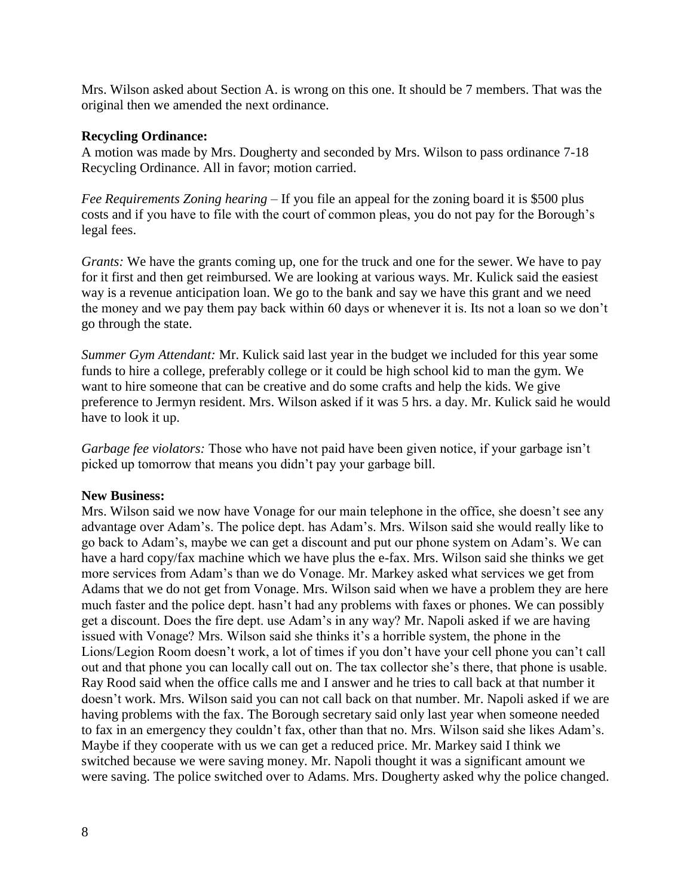Mrs. Wilson asked about Section A. is wrong on this one. It should be 7 members. That was the original then we amended the next ordinance.

**Recycling Ordinance:**
A motion was made by Mrs. Dougherty and seconded by Mrs. Wilson to pass ordinance 7-18 Recycling Ordinance. All in favor; motion carried.

*Fee Requirements Zoning hearing* – If you file an appeal for the zoning board it is $500 plus costs and if you have to file with the court of common pleas, you do not pay for the Borough's legal fees.

*Grants:* We have the grants coming up, one for the truck and one for the sewer. We have to pay for it first and then get reimbursed. We are looking at various ways. Mr. Kulick said the easiest way is a revenue anticipation loan. We go to the bank and say we have this grant and we need the money and we pay them pay back within 60 days or whenever it is. Its not a loan so we don't go through the state.

*Summer Gym Attendant:* Mr. Kulick said last year in the budget we included for this year some funds to hire a college, preferably college or it could be high school kid to man the gym. We want to hire someone that can be creative and do some crafts and help the kids. We give preference to Jermyn resident. Mrs. Wilson asked if it was 5 hrs. a day. Mr. Kulick said he would have to look it up.

*Garbage fee violators:* Those who have not paid have been given notice, if your garbage isn't picked up tomorrow that means you didn't pay your garbage bill.

**New Business:**
Mrs. Wilson said we now have Vonage for our main telephone in the office, she doesn't see any advantage over Adam's. The police dept. has Adam's. Mrs. Wilson said she would really like to go back to Adam's, maybe we can get a discount and put our phone system on Adam's. We can have a hard copy/fax machine which we have plus the e-fax. Mrs. Wilson said she thinks we get more services from Adam's than we do Vonage. Mr. Markey asked what services we get from Adams that we do not get from Vonage. Mrs. Wilson said when we have a problem they are here much faster and the police dept. hasn't had any problems with faxes or phones. We can possibly get a discount. Does the fire dept. use Adam's in any way? Mr. Napoli asked if we are having issued with Vonage? Mrs. Wilson said she thinks it's a horrible system, the phone in the Lions/Legion Room doesn't work, a lot of times if you don't have your cell phone you can't call out and that phone you can locally call out on. The tax collector she's there, that phone is usable. Ray Rood said when the office calls me and I answer and he tries to call back at that number it doesn't work. Mrs. Wilson said you can not call back on that number. Mr. Napoli asked if we are having problems with the fax. The Borough secretary said only last year when someone needed to fax in an emergency they couldn't fax, other than that no. Mrs. Wilson said she likes Adam's. Maybe if they cooperate with us we can get a reduced price. Mr. Markey said I think we switched because we were saving money. Mr. Napoli thought it was a significant amount we were saving. The police switched over to Adams. Mrs. Dougherty asked why the police changed.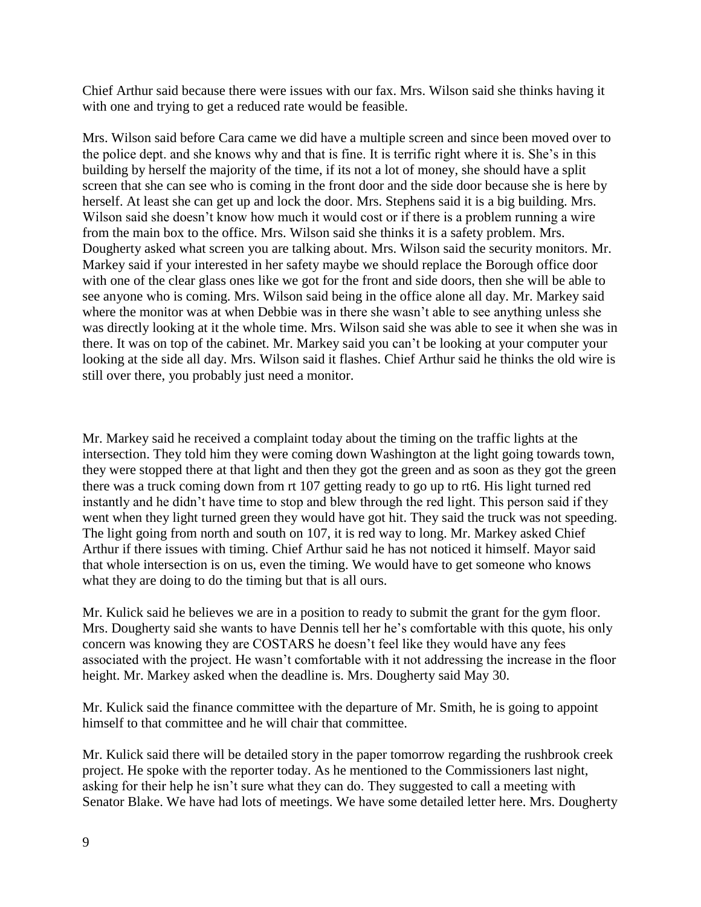Chief Arthur said because there were issues with our fax. Mrs. Wilson said she thinks having it with one and trying to get a reduced rate would be feasible.

Mrs. Wilson said before Cara came we did have a multiple screen and since been moved over to the police dept. and she knows why and that is fine. It is terrific right where it is. She's in this building by herself the majority of the time, if its not a lot of money, she should have a split screen that she can see who is coming in the front door and the side door because she is here by herself. At least she can get up and lock the door. Mrs. Stephens said it is a big building. Mrs. Wilson said she doesn't know how much it would cost or if there is a problem running a wire from the main box to the office. Mrs. Wilson said she thinks it is a safety problem. Mrs. Dougherty asked what screen you are talking about. Mrs. Wilson said the security monitors. Mr. Markey said if your interested in her safety maybe we should replace the Borough office door with one of the clear glass ones like we got for the front and side doors, then she will be able to see anyone who is coming. Mrs. Wilson said being in the office alone all day. Mr. Markey said where the monitor was at when Debbie was in there she wasn't able to see anything unless she was directly looking at it the whole time. Mrs. Wilson said she was able to see it when she was in there. It was on top of the cabinet. Mr. Markey said you can't be looking at your computer your looking at the side all day. Mrs. Wilson said it flashes. Chief Arthur said he thinks the old wire is still over there, you probably just need a monitor.

Mr. Markey said he received a complaint today about the timing on the traffic lights at the intersection. They told him they were coming down Washington at the light going towards town, they were stopped there at that light and then they got the green and as soon as they got the green there was a truck coming down from rt 107 getting ready to go up to rt6. His light turned red instantly and he didn't have time to stop and blew through the red light. This person said if they went when they light turned green they would have got hit. They said the truck was not speeding. The light going from north and south on 107, it is red way to long. Mr. Markey asked Chief Arthur if there issues with timing. Chief Arthur said he has not noticed it himself. Mayor said that whole intersection is on us, even the timing. We would have to get someone who knows what they are doing to do the timing but that is all ours.

Mr. Kulick said he believes we are in a position to ready to submit the grant for the gym floor. Mrs. Dougherty said she wants to have Dennis tell her he's comfortable with this quote, his only concern was knowing they are COSTARS he doesn't feel like they would have any fees associated with the project. He wasn't comfortable with it not addressing the increase in the floor height. Mr. Markey asked when the deadline is. Mrs. Dougherty said May 30.

Mr. Kulick said the finance committee with the departure of Mr. Smith, he is going to appoint himself to that committee and he will chair that committee.

Mr. Kulick said there will be detailed story in the paper tomorrow regarding the rushbrook creek project. He spoke with the reporter today. As he mentioned to the Commissioners last night, asking for their help he isn't sure what they can do. They suggested to call a meeting with Senator Blake. We have had lots of meetings. We have some detailed letter here. Mrs. Dougherty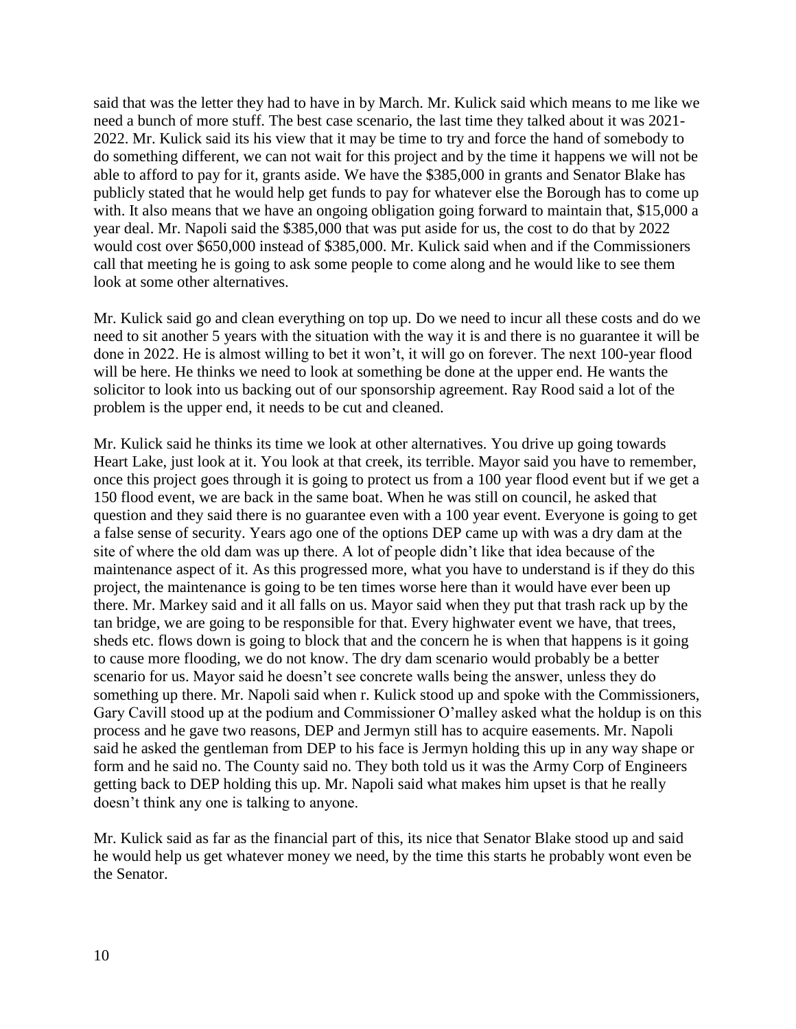said that was the letter they had to have in by March. Mr. Kulick said which means to me like we need a bunch of more stuff. The best case scenario, the last time they talked about it was 2021-2022. Mr. Kulick said its his view that it may be time to try and force the hand of somebody to do something different, we can not wait for this project and by the time it happens we will not be able to afford to pay for it, grants aside. We have the $385,000 in grants and Senator Blake has publicly stated that he would help get funds to pay for whatever else the Borough has to come up with. It also means that we have an ongoing obligation going forward to maintain that, $15,000 a year deal. Mr. Napoli said the $385,000 that was put aside for us, the cost to do that by 2022 would cost over $650,000 instead of $385,000. Mr. Kulick said when and if the Commissioners call that meeting he is going to ask some people to come along and he would like to see them look at some other alternatives.

Mr. Kulick said go and clean everything on top up. Do we need to incur all these costs and do we need to sit another 5 years with the situation with the way it is and there is no guarantee it will be done in 2022. He is almost willing to bet it won't, it will go on forever. The next 100-year flood will be here. He thinks we need to look at something be done at the upper end. He wants the solicitor to look into us backing out of our sponsorship agreement. Ray Rood said a lot of the problem is the upper end, it needs to be cut and cleaned.

Mr. Kulick said he thinks its time we look at other alternatives. You drive up going towards Heart Lake, just look at it. You look at that creek, its terrible. Mayor said you have to remember, once this project goes through it is going to protect us from a 100 year flood event but if we get a 150 flood event, we are back in the same boat. When he was still on council, he asked that question and they said there is no guarantee even with a 100 year event. Everyone is going to get a false sense of security. Years ago one of the options DEP came up with was a dry dam at the site of where the old dam was up there. A lot of people didn't like that idea because of the maintenance aspect of it. As this progressed more, what you have to understand is if they do this project, the maintenance is going to be ten times worse here than it would have ever been up there. Mr. Markey said and it all falls on us. Mayor said when they put that trash rack up by the tan bridge, we are going to be responsible for that. Every highwater event we have, that trees, sheds etc. flows down is going to block that and the concern he is when that happens is it going to cause more flooding, we do not know. The dry dam scenario would probably be a better scenario for us. Mayor said he doesn't see concrete walls being the answer, unless they do something up there. Mr. Napoli said when r. Kulick stood up and spoke with the Commissioners, Gary Cavill stood up at the podium and Commissioner O'malley asked what the holdup is on this process and he gave two reasons, DEP and Jermyn still has to acquire easements. Mr. Napoli said he asked the gentleman from DEP to his face is Jermyn holding this up in any way shape or form and he said no. The County said no. They both told us it was the Army Corp of Engineers getting back to DEP holding this up. Mr. Napoli said what makes him upset is that he really doesn't think any one is talking to anyone.

Mr. Kulick said as far as the financial part of this, its nice that Senator Blake stood up and said he would help us get whatever money we need, by the time this starts he probably wont even be the Senator.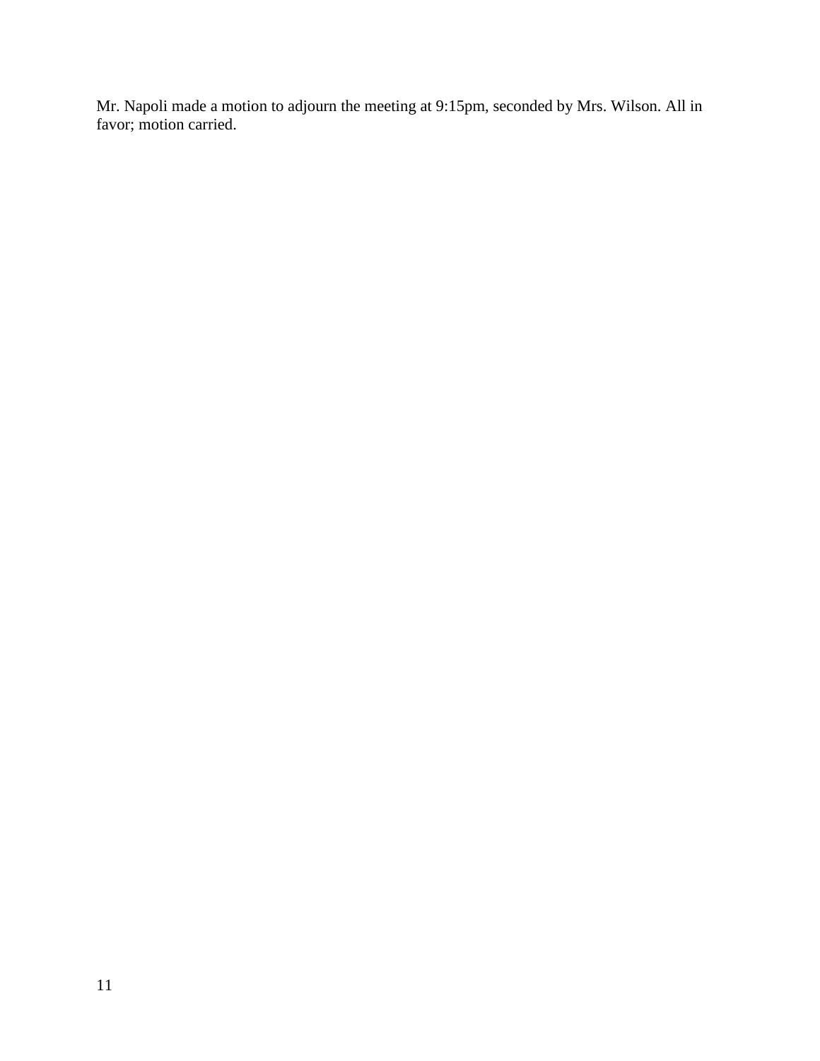Mr. Napoli made a motion to adjourn the meeting at 9:15pm, seconded by Mrs. Wilson. All in favor; motion carried.